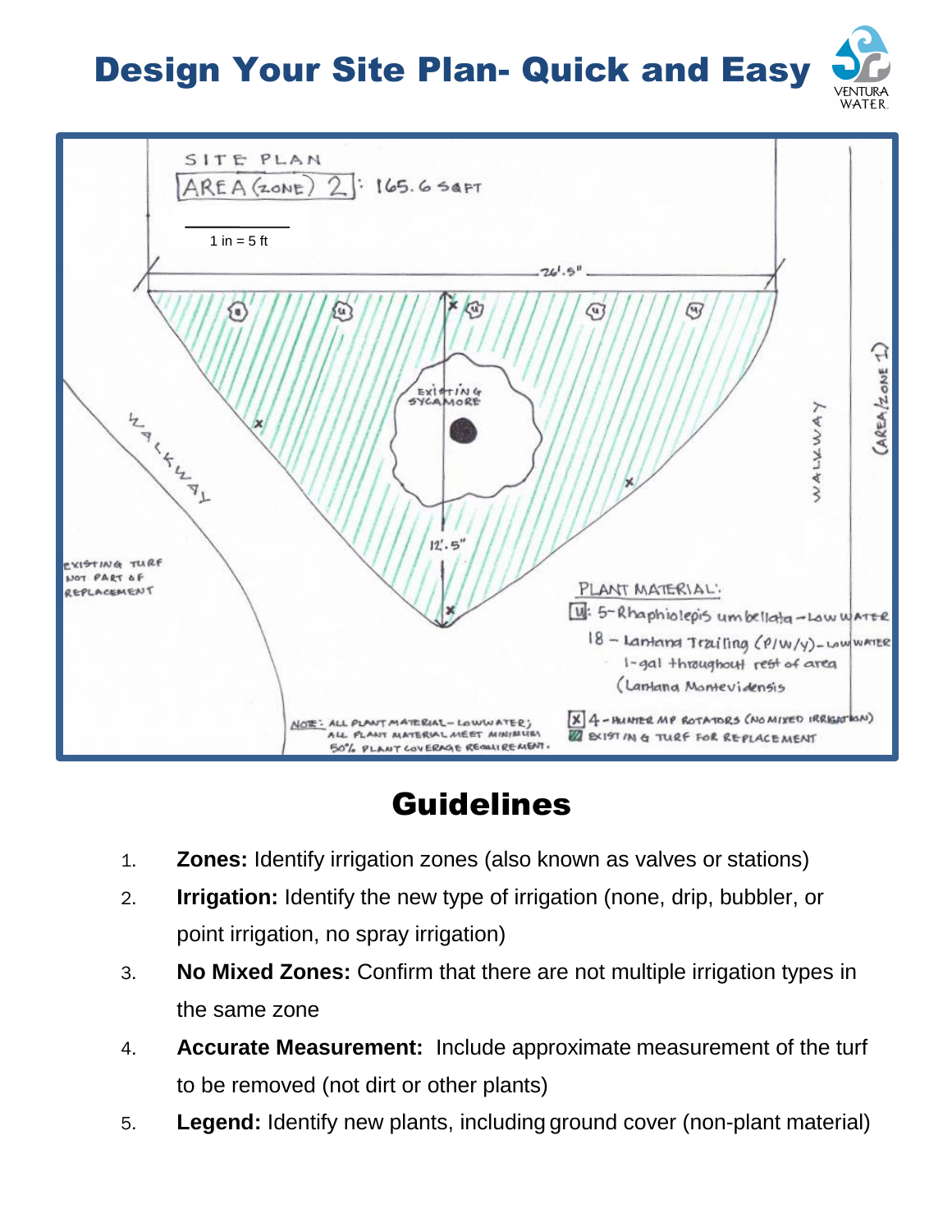# Design Your Site Plan- Quick and Easy

SITE PLAN

AREA (ZONE) 2: 165.6 SQFT

1 in = 5 ft

26'.5"

EXISTING SYCAMORE

12'.5"

WALKWAY

WALKWAY

(AREA/ZONE 1)

EXISTING TURF NOT PART OF REPLACEMENT

PLANT MATERIAL:

[U]: 5-Rhaphiolepis umbellata - Low WATER

18 - Lantana Trailing (P/W/Y) - Low WATER 1-gal throughout rest of area (Lantana Montevidensis

NOTE: ALL PLANT MATERIAL - LOW WATER; ALL PLANT MATERIAL MEET MINIMUM 50% PLANT COVERAGE REQUIREMENT.

[X] 4 - HUNTER MP ROTATORS (NO MIXED IRRIGATION)

EXISTING TURF FOR REPLACEMENT

## Guidelines

1. **Zones:** Identify irrigation zones (also known as valves or stations)
2. **Irrigation:** Identify the new type of irrigation (none, drip, bubbler, or point irrigation, no spray irrigation)
3. **No Mixed Zones:** Confirm that there are not multiple irrigation types in the same zone
4. **Accurate Measurement:** Include approximate measurement of the turf to be removed (not dirt or other plants)
5. **Legend:** Identify new plants, including ground cover (non-plant material)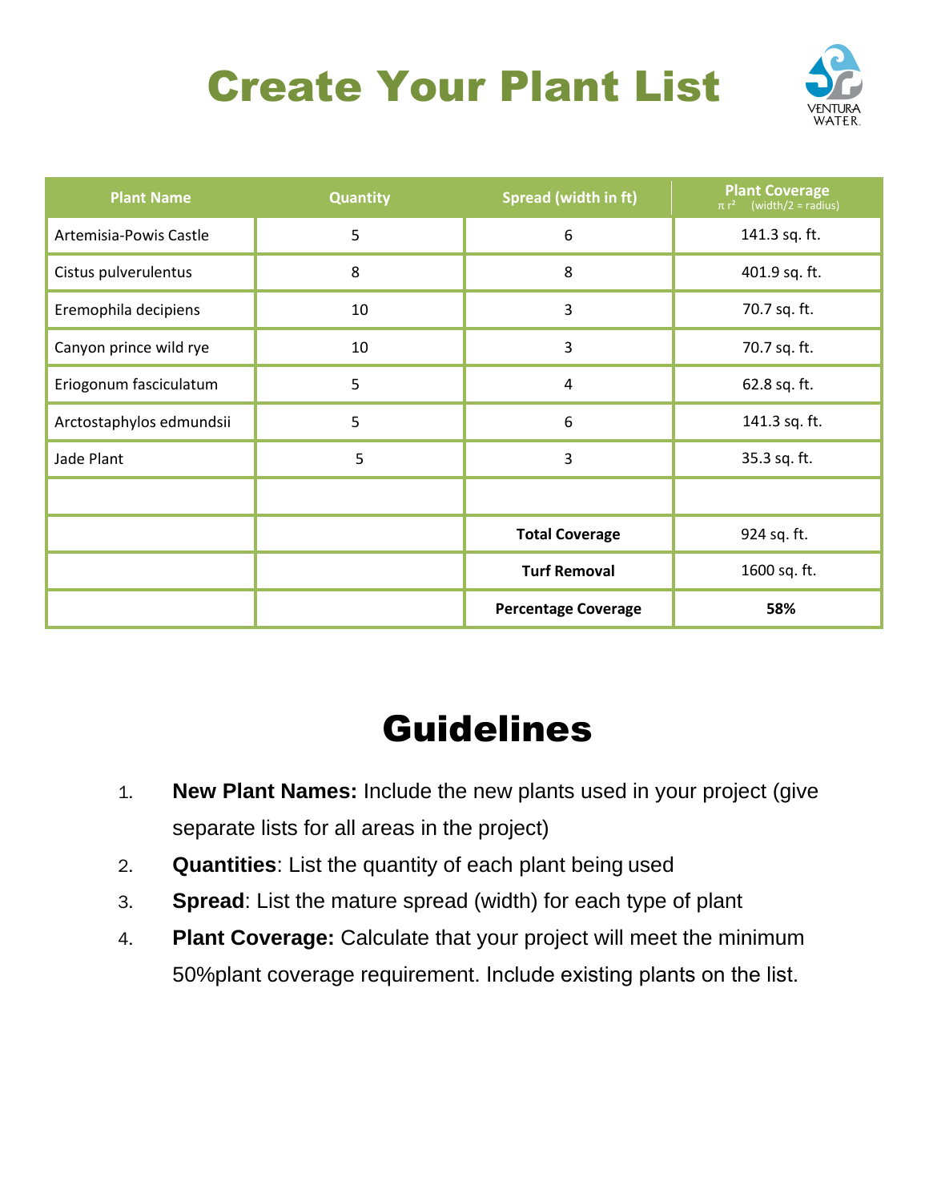# Create Your Plant List

| Plant Name | Quantity | Spread (width in ft) | Plant Coverage $\pi r^2$ (width/2 = radius) |
|---|---|---|---|
| Artemisia-Powis Castle | 5 | 6 | 141.3 sq. ft. |
| Cistus pulverulentus | 8 | 8 | 401.9 sq. ft. |
| Eremophila decipiens | 10 | 3 | 70.7 sq. ft. |
| Canyon prince wild rye | 10 | 3 | 70.7 sq. ft. |
| Eriogonum fasciculatum | 5 | 4 | 62.8 sq. ft. |
| Arctostaphylos edmundsii | 5 | 6 | 141.3 sq. ft. |
| Jade Plant | 5 | 3 | 35.3 sq. ft. |
| | | | |
| | | **Total Coverage** | 924 sq. ft. |
| | | **Turf Removal** | 1600 sq. ft. |
| | | **Percentage Coverage** | **58%** |

# Guidelines

1. **New Plant Names:** Include the new plants used in your project (give separate lists for all areas in the project)
2. **Quantities**: List the quantity of each plant being used
3. **Spread**: List the mature spread (width) for each type of plant
4. **Plant Coverage:** Calculate that your project will meet the minimum 50%plant coverage requirement. Include existing plants on the list.